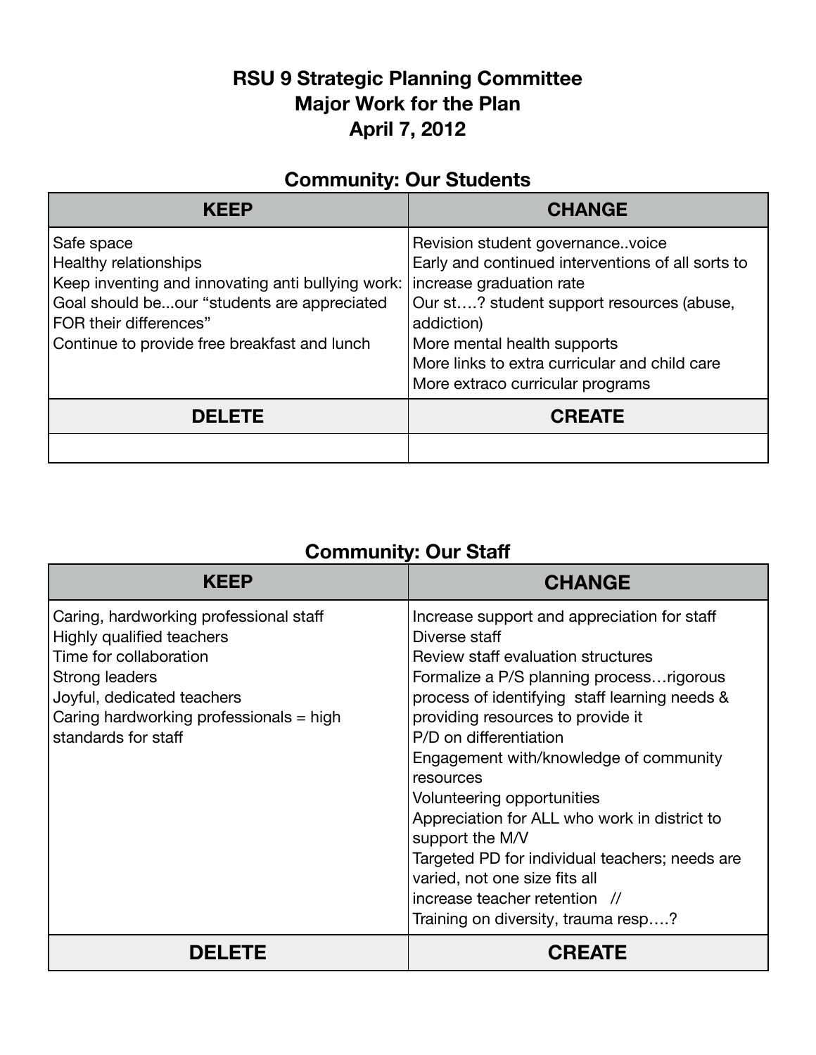# RSU 9 Strategic Planning Committee
## Major Work for the Plan
### April 7, 2012

### Community: Our Students

| KEEP | CHANGE |
|---|---|
| Safe space<br>Healthy relationships<br>Keep inventing and innovating anti bullying work:<br>Goal should be...our "students are appreciated FOR their differences"<br>Continue to provide free breakfast and lunch | Revision student governance..voice<br>Early and continued interventions of all sorts to increase graduation rate<br>Our st….? student support resources (abuse, addiction)<br>More mental health supports<br>More links to extra curricular and child care<br>More extraco curricular programs |
| **DELETE** | **CREATE** |
| | |

### Community: Our Staff

| KEEP | CHANGE |
|---|---|
| Caring, hardworking professional staff<br>Highly qualified teachers<br>Time for collaboration<br>Strong leaders<br>Joyful, dedicated teachers<br>Caring hardworking professionals = high standards for staff | Increase support and appreciation for staff<br>Diverse staff<br>Review staff evaluation structures<br>Formalize a P/S planning process…rigorous process of identifying staff learning needs & providing resources to provide it<br>P/D on differentiation<br>Engagement with/knowledge of community resources<br>Volunteering opportunities<br>Appreciation for ALL who work in district to support the M/V<br>Targeted PD for individual teachers; needs are varied, not one size fits all<br>increase teacher retention //<br>Training on diversity, trauma resp….? |
| **DELETE** | **CREATE** |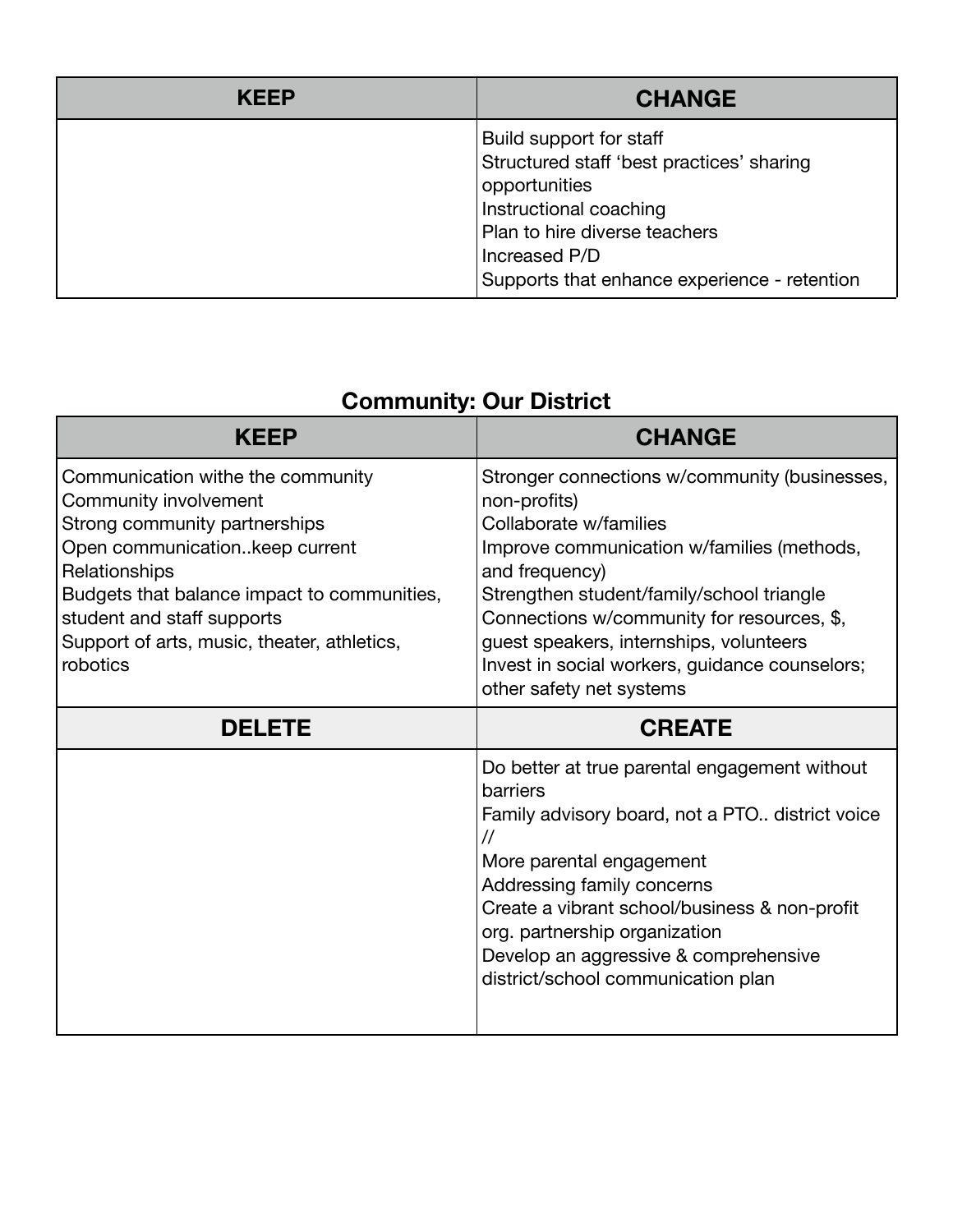| KEEP | CHANGE |
| --- | --- |
| | Build support for staff<br>Structured staff 'best practices' sharing opportunities<br>Instructional coaching<br>Plan to hire diverse teachers<br>Increased P/D<br>Supports that enhance experience - retention |

**Community: Our District**

| KEEP | CHANGE |
| --- | --- |
| Communication withe the community<br>Community involvement<br>Strong community partnerships<br>Open communication..keep current<br>Relationships<br>Budgets that balance impact to communities, student and staff supports<br>Support of arts, music, theater, athletics, robotics | Stronger connections w/community (businesses, non-profits)<br>Collaborate w/families<br>Improve communication w/families (methods, and frequency)<br>Strengthen student/family/school triangle<br>Connections w/community for resources, $, guest speakers, internships, volunteers<br>Invest in social workers, guidance counselors; other safety net systems |
| **DELETE** | **CREATE** |
| | Do better at true parental engagement without barriers<br>Family advisory board, not a PTO.. district voice //<br>More parental engagement<br>Addressing family concerns<br>Create a vibrant school/business & non-profit org. partnership organization<br>Develop an aggressive & comprehensive district/school communication plan |